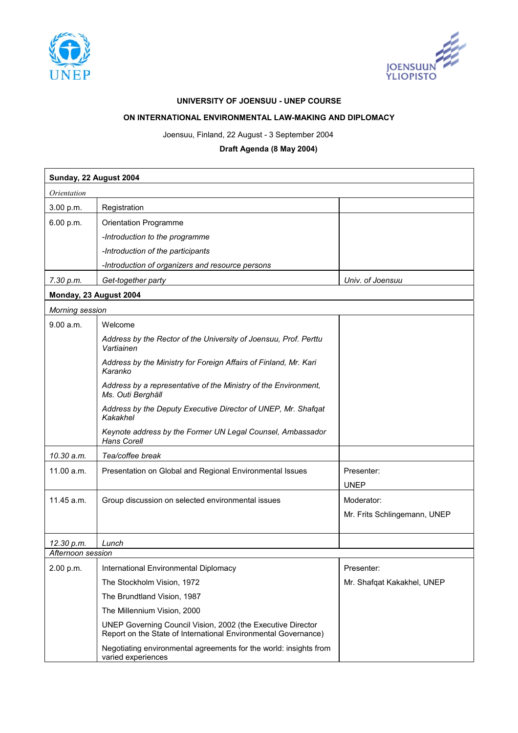**UNIVERSITY OF JOENSUU - UNEP COURSE**

**ON INTERNATIONAL ENVIRONMENTAL LAW-MAKING AND DIPLOMACY**

Joensuu, Finland, 22 August - 3 September 2004

**Draft Agenda (8 May 2004)**

| **Sunday, 22 August 2004** | | |
|---|---|---|
| *Orientation* | | |
| 3.00 p.m. | Registration | |
| 6.00 p.m. | Orientation Programme<br>*-Introduction to the programme*<br>*-Introduction of the participants*<br>*-Introduction of organizers and resource persons* | |
| *7.30 p.m.* | *Get-together party* | *Univ. of Joensuu* |
| **Monday, 23 August 2004** | | |
| *Morning session* | | |
| 9.00 a.m. | Welcome<br>*Address by the Rector of the University of Joensuu, Prof. Perttu Vartiainen*<br>*Address by the Ministry for Foreign Affairs of Finland, Mr. Kari Karanko*<br>*Address by a representative of the Ministry of the Environment, Ms. Outi Berghäll*<br>*Address by the Deputy Executive Director of UNEP, Mr. Shafqat Kakakhel*<br>*Keynote address by the Former UN Legal Counsel, Ambassador Hans Corell* | |
| *10.30 a.m.* | *Tea/coffee break* | |
| 11.00 a.m. | Presentation on Global and Regional Environmental Issues | Presenter:<br>UNEP |
| 11.45 a.m. | Group discussion on selected environmental issues | Moderator:<br>Mr. Frits Schlingemann, UNEP |
| *12.30 p.m.* | *Lunch* | |
| *Afternoon session* | | |
| 2.00 p.m. | International Environmental Diplomacy<br>The Stockholm Vision, 1972<br>The Brundtland Vision, 1987<br>The Millennium Vision, 2000<br>UNEP Governing Council Vision, 2002 (the Executive Director Report on the State of International Environmental Governance)<br>Negotiating environmental agreements for the world: insights from varied experiences | Presenter:<br>Mr. Shafqat Kakakhel, UNEP |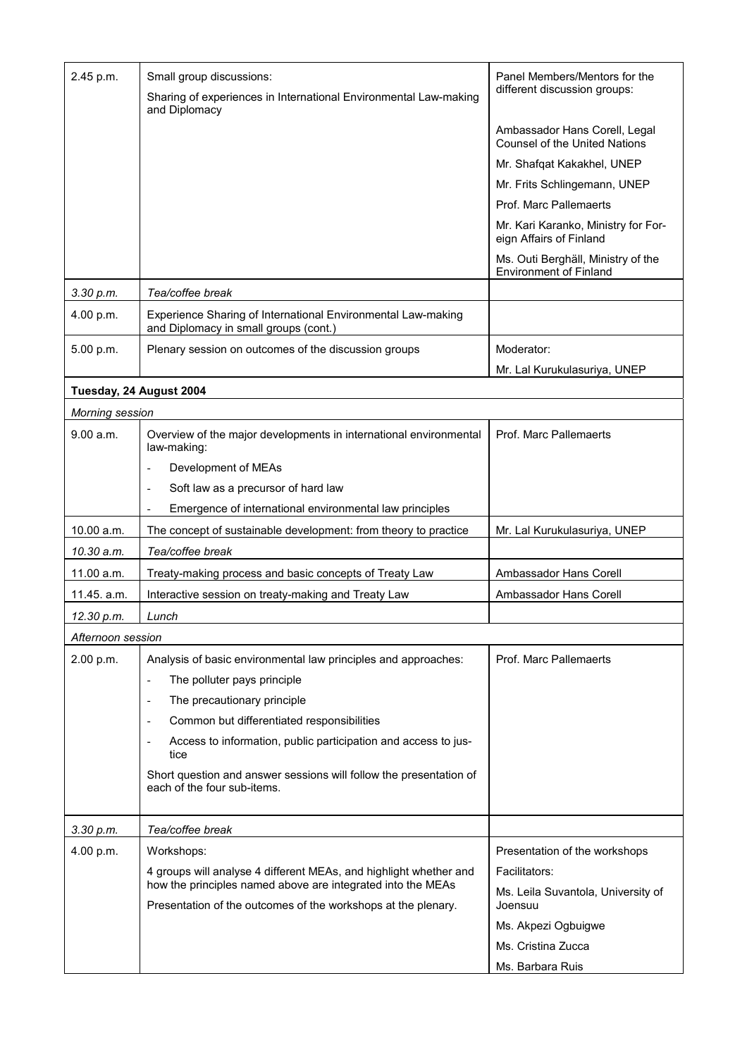| | | |
|---|---|---|
| 2.45 p.m. | Small group discussions:<br>Sharing of experiences in International Environmental Law-making and Diplomacy | Panel Members/Mentors for the different discussion groups:<br>Ambassador Hans Corell, Legal Counsel of the United Nations<br>Mr. Shafqat Kakakhel, UNEP<br>Mr. Frits Schlingemann, UNEP<br>Prof. Marc Pallemaerts<br>Mr. Kari Karanko, Ministry for Foreign Affairs of Finland<br>Ms. Outi Berghäll, Ministry of the Environment of Finland |
| *3.30 p.m.* | *Tea/coffee break* | |
| 4.00 p.m. | Experience Sharing of International Environmental Law-making and Diplomacy in small groups (cont.) | |
| 5.00 p.m. | Plenary session on outcomes of the discussion groups | Moderator:<br>Mr. Lal Kurukulasuriya, UNEP |
| **Tuesday, 24 August 2004** | | |
| *Morning session* | | |
| 9.00 a.m. | Overview of the major developments in international environmental law-making:<br>- Development of MEAs<br>- Soft law as a precursor of hard law<br>- Emergence of international environmental law principles | Prof. Marc Pallemaerts |
| 10.00 a.m. | The concept of sustainable development: from theory to practice | Mr. Lal Kurukulasuriya, UNEP |
| *10.30 a.m.* | *Tea/coffee break* | |
| 11.00 a.m. | Treaty-making process and basic concepts of Treaty Law | Ambassador Hans Corell |
| 11.45. a.m. | Interactive session on treaty-making and Treaty Law | Ambassador Hans Corell |
| *12.30 p.m.* | *Lunch* | |
| *Afternoon session* | | |
| 2.00 p.m. | Analysis of basic environmental law principles and approaches:<br>- The polluter pays principle<br>- The precautionary principle<br>- Common but differentiated responsibilities<br>- Access to information, public participation and access to justice<br>Short question and answer sessions will follow the presentation of each of the four sub-items. | Prof. Marc Pallemaerts |
| *3.30 p.m.* | *Tea/coffee break* | |
| 4.00 p.m. | Workshops:<br>4 groups will analyse 4 different MEAs, and highlight whether and how the principles named above are integrated into the MEAs<br>Presentation of the outcomes of the workshops at the plenary. | Presentation of the workshops<br>Facilitators:<br>Ms. Leila Suvantola, University of Joensuu<br>Ms. Akpezi Ogbuigwe<br>Ms. Cristina Zucca<br>Ms. Barbara Ruis |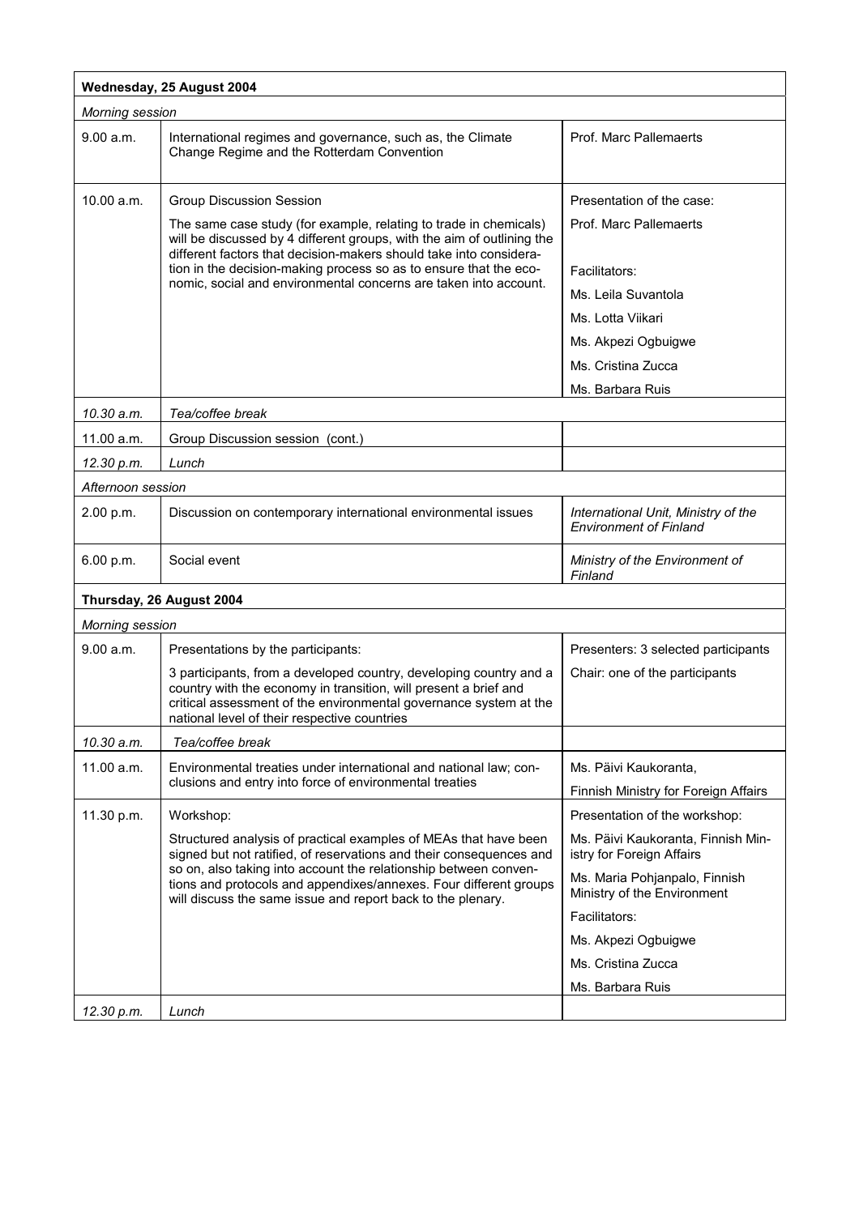| **Wednesday, 25 August 2004** | | |
|---|---|---|
| *Morning session* | | |
| 9.00 a.m. | International regimes and governance, such as, the Climate Change Regime and the Rotterdam Convention | Prof. Marc Pallemaerts |
| 10.00 a.m. | Group Discussion Session<br><br>The same case study (for example, relating to trade in chemicals) will be discussed by 4 different groups, with the aim of outlining the different factors that decision-makers should take into consideration in the decision-making process so as to ensure that the economic, social and environmental concerns are taken into account. | Presentation of the case:<br><br>Prof. Marc Pallemaerts<br><br>Facilitators:<br><br>Ms. Leila Suvantola<br><br>Ms. Lotta Viikari<br><br>Ms. Akpezi Ogbuigwe<br><br>Ms. Cristina Zucca<br><br>Ms. Barbara Ruis |
| *10.30 a.m.* | *Tea/coffee break* | |
| 11.00 a.m. | Group Discussion session (cont.) | |
| *12.30 p.m.* | *Lunch* | |
| *Afternoon session* | | |
| 2.00 p.m. | Discussion on contemporary international environmental issues | *International Unit, Ministry of the Environment of Finland* |
| 6.00 p.m. | Social event | *Ministry of the Environment of Finland* |
| **Thursday, 26 August 2004** | | |
| *Morning session* | | |
| 9.00 a.m. | Presentations by the participants:<br><br>3 participants, from a developed country, developing country and a country with the economy in transition, will present a brief and critical assessment of the environmental governance system at the national level of their respective countries | Presenters: 3 selected participants<br><br>Chair: one of the participants |
| *10.30 a.m.* | *Tea/coffee break* | |
| 11.00 a.m. | Environmental treaties under international and national law; conclusions and entry into force of environmental treaties | Ms. Päivi Kaukoranta,<br><br>Finnish Ministry for Foreign Affairs |
| 11.30 p.m. | Workshop:<br><br>Structured analysis of practical examples of MEAs that have been signed but not ratified, of reservations and their consequences and so on, also taking into account the relationship between conventions and protocols and appendixes/annexes. Four different groups will discuss the same issue and report back to the plenary. | Presentation of the workshop:<br><br>Ms. Päivi Kaukoranta, Finnish Ministry for Foreign Affairs<br><br>Ms. Maria Pohjanpalo, Finnish Ministry of the Environment<br><br>Facilitators:<br><br>Ms. Akpezi Ogbuigwe<br><br>Ms. Cristina Zucca<br><br>Ms. Barbara Ruis |
| *12.30 p.m.* | *Lunch* | |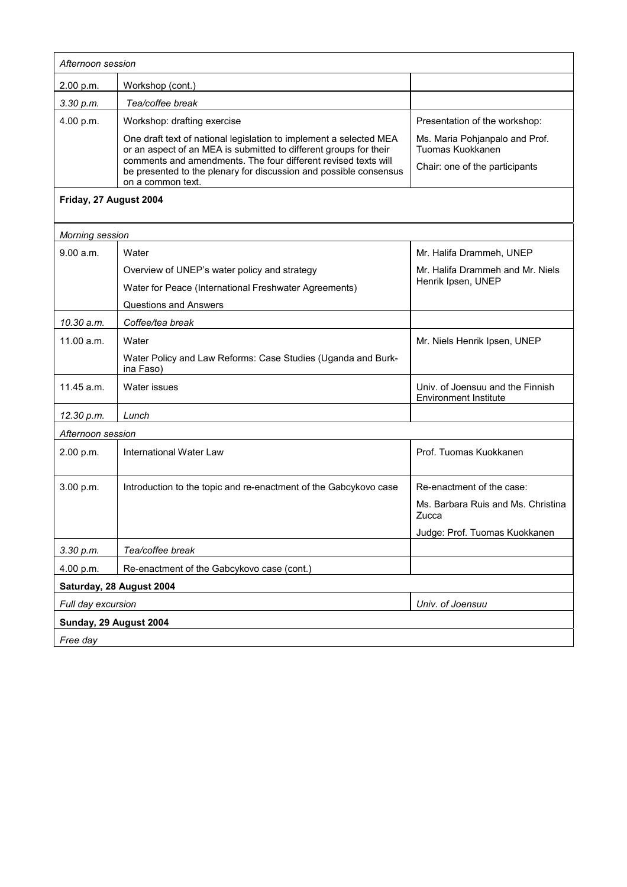| *Afternoon session* | | |
|---|---|---|
| 2.00 p.m. | Workshop (cont.) | |
| *3.30 p.m.* | *Tea/coffee break* | |
| 4.00 p.m. | Workshop: drafting exercise<br><br>One draft text of national legislation to implement a selected MEA or an aspect of an MEA is submitted to different groups for their comments and amendments. The four different revised texts will be presented to the plenary for discussion and possible consensus on a common text. | Presentation of the workshop:<br><br>Ms. Maria Pohjanpalo and Prof. Tuomas Kuokkanen<br><br>Chair: one of the participants |
| **Friday, 27 August 2004** | | |
| *Morning session* | | |
| 9.00 a.m. | Water<br><br>Overview of UNEP's water policy and strategy<br><br>Water for Peace (International Freshwater Agreements)<br><br>Questions and Answers | Mr. Halifa Drammeh, UNEP<br><br>Mr. Halifa Drammeh and Mr. Niels Henrik Ipsen, UNEP |
| *10.30 a.m.* | *Coffee/tea break* | |
| 11.00 a.m. | Water<br><br>Water Policy and Law Reforms: Case Studies (Uganda and Burkina Faso) | Mr. Niels Henrik Ipsen, UNEP |
| 11.45 a.m. | Water issues | Univ. of Joensuu and the Finnish Environment Institute |
| *12.30 p.m.* | *Lunch* | |
| *Afternoon session* | | |
| 2.00 p.m. | International Water Law | Prof. Tuomas Kuokkanen |
| 3.00 p.m. | Introduction to the topic and re-enactment of the Gabcykovo case | Re-enactment of the case:<br><br>Ms. Barbara Ruis and Ms. Christina Zucca<br><br>Judge: Prof. Tuomas Kuokkanen |
| *3.30 p.m.* | *Tea/coffee break* | |
| 4.00 p.m. | Re-enactment of the Gabcykovo case (cont.) | |
| **Saturday, 28 August 2004** | | |
| *Full day excursion* | | *Univ. of Joensuu* |
| **Sunday, 29 August 2004** | | |
| *Free day* | | |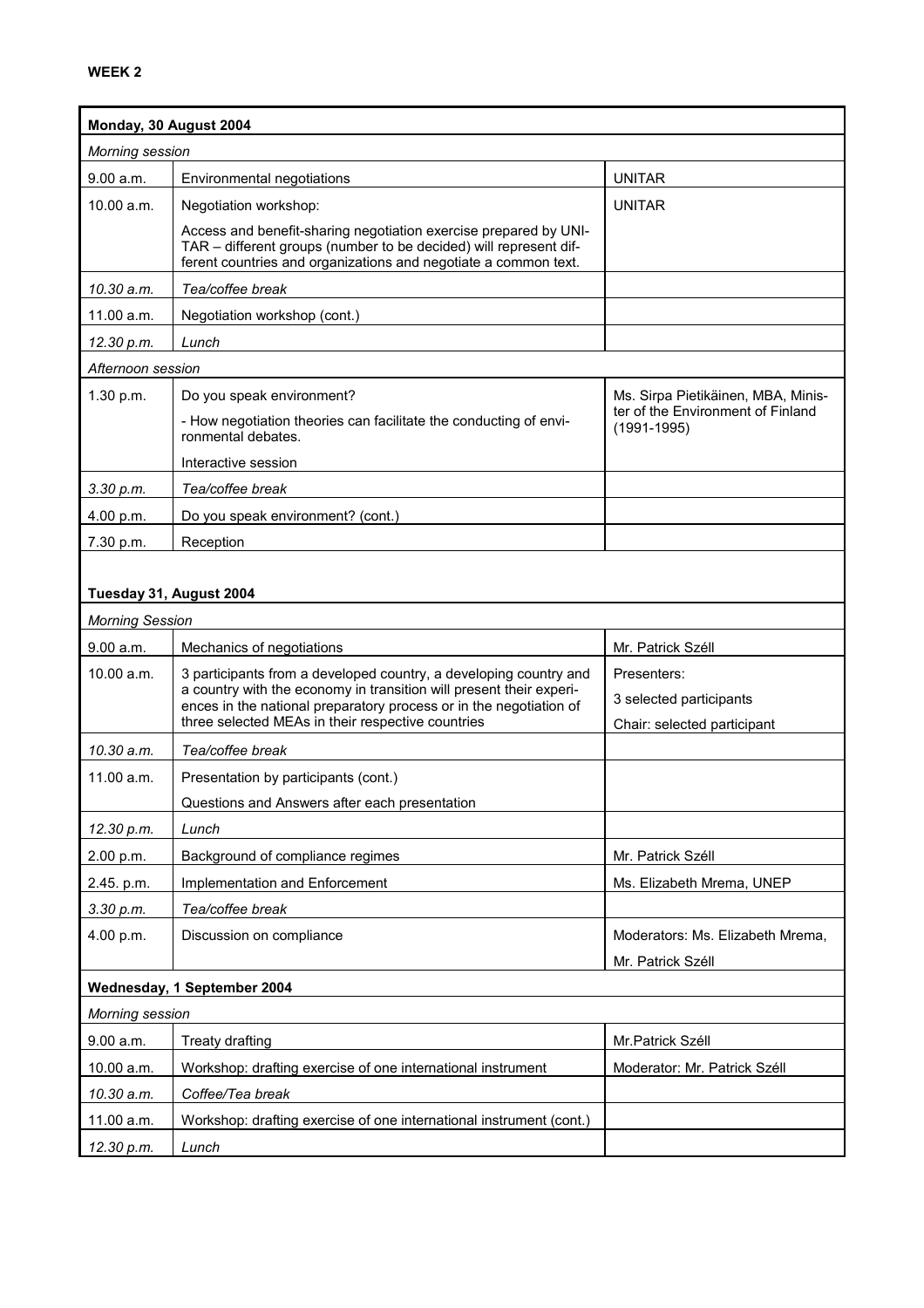**WEEK 2**

| **Monday, 30 August 2004** | | |
|---|---|---|
| *Morning session* | | |
| 9.00 a.m. | Environmental negotiations | UNITAR |
| 10.00 a.m. | Negotiation workshop:<br><br>Access and benefit-sharing negotiation exercise prepared by UNITAR – different groups (number to be decided) will represent different countries and organizations and negotiate a common text. | UNITAR |
| *10.30 a.m.* | *Tea/coffee break* | |
| 11.00 a.m. | Negotiation workshop (cont.) | |
| *12.30 p.m.* | *Lunch* | |
| *Afternoon session* | | |
| 1.30 p.m. | Do you speak environment?<br><br>- How negotiation theories can facilitate the conducting of environmental debates.<br><br>Interactive session | Ms. Sirpa Pietikäinen, MBA, Minister of the Environment of Finland (1991-1995) |
| *3.30 p.m.* | *Tea/coffee break* | |
| 4.00 p.m. | Do you speak environment? (cont.) | |
| 7.30 p.m. | Reception | |

| **Tuesday 31, August 2004** | | |
|---|---|---|
| *Morning Session* | | |
| 9.00 a.m. | Mechanics of negotiations | Mr. Patrick Széll |
| 10.00 a.m. | 3 participants from a developed country, a developing country and a country with the economy in transition will present their experiences in the national preparatory process or in the negotiation of three selected MEAs in their respective countries | Presenters:<br><br>3 selected participants<br><br>Chair: selected participant |
| *10.30 a.m.* | *Tea/coffee break* | |
| 11.00 a.m. | Presentation by participants (cont.)<br><br>Questions and Answers after each presentation | |
| *12.30 p.m.* | *Lunch* | |
| 2.00 p.m. | Background of compliance regimes | Mr. Patrick Széll |
| 2.45. p.m. | Implementation and Enforcement | Ms. Elizabeth Mrema, UNEP |
| *3.30 p.m.* | *Tea/coffee break* | |
| 4.00 p.m. | Discussion on compliance | Moderators: Ms. Elizabeth Mrema,<br><br>Mr. Patrick Széll |

| **Wednesday, 1 September 2004** | | |
|---|---|---|
| *Morning session* | | |
| 9.00 a.m. | Treaty drafting | Mr.Patrick Széll |
| 10.00 a.m. | Workshop: drafting exercise of one international instrument | Moderator: Mr. Patrick Széll |
| *10.30 a.m.* | *Coffee/Tea break* | |
| 11.00 a.m. | Workshop: drafting exercise of one international instrument (cont.) | |
| *12.30 p.m.* | *Lunch* | |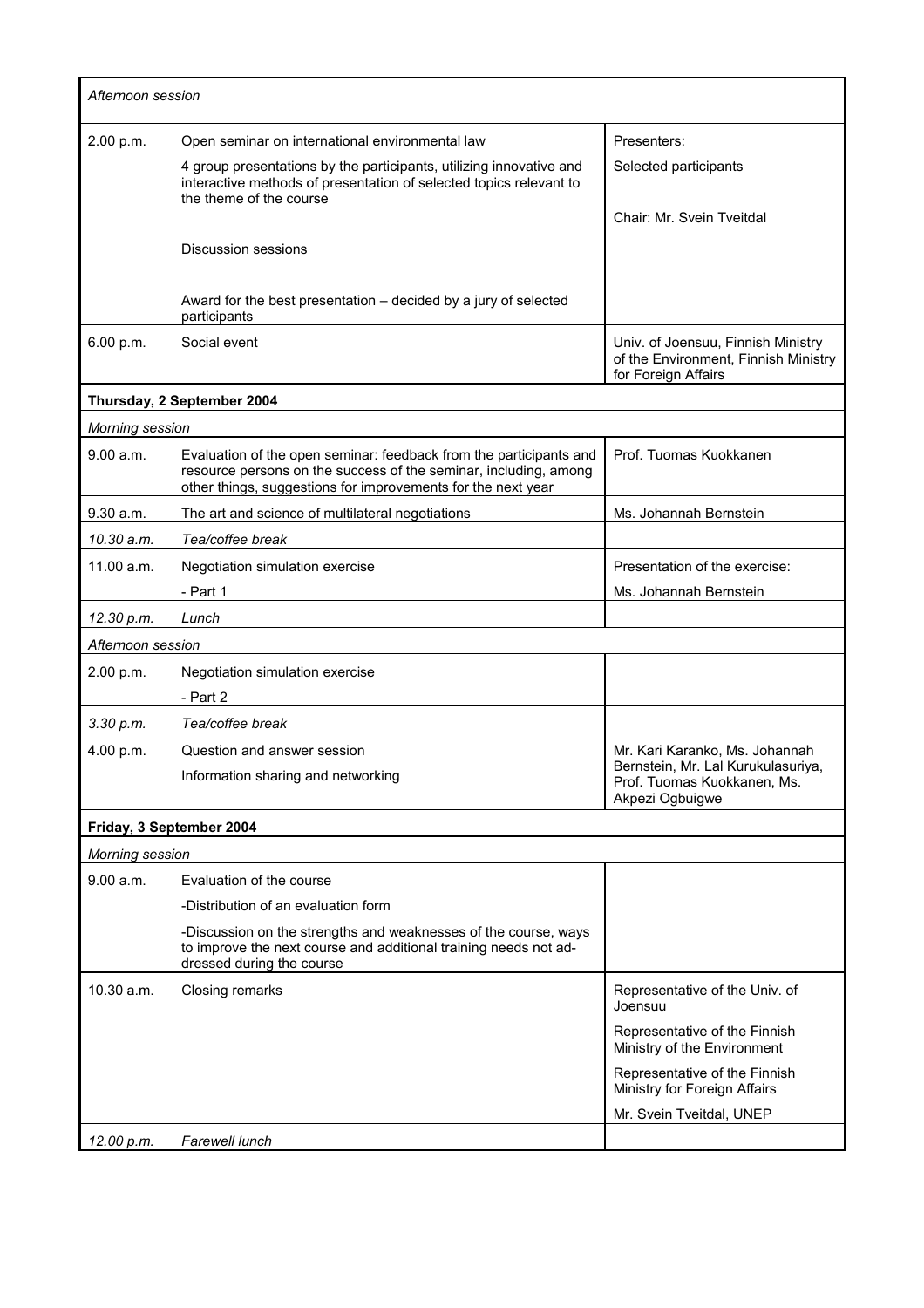| | | |
|---|---|---|
| *Afternoon session* | | |
| 2.00 p.m. | Open seminar on international environmental law<br><br>4 group presentations by the participants, utilizing innovative and interactive methods of presentation of selected topics relevant to the theme of the course<br><br>Discussion sessions<br><br>Award for the best presentation – decided by a jury of selected participants | Presenters:<br><br>Selected participants<br><br>Chair: Mr. Svein Tveitdal |
| 6.00 p.m. | Social event | Univ. of Joensuu, Finnish Ministry of the Environment, Finnish Ministry for Foreign Affairs |
| **Thursday, 2 September 2004** | | |
| *Morning session* | | |
| 9.00 a.m. | Evaluation of the open seminar: feedback from the participants and resource persons on the success of the seminar, including, among other things, suggestions for improvements for the next year | Prof. Tuomas Kuokkanen |
| 9.30 a.m. | The art and science of multilateral negotiations | Ms. Johannah Bernstein |
| *10.30 a.m.* | *Tea/coffee break* | |
| 11.00 a.m. | Negotiation simulation exercise<br>- Part 1 | Presentation of the exercise:<br>Ms. Johannah Bernstein |
| *12.30 p.m.* | *Lunch* | |
| *Afternoon session* | | |
| 2.00 p.m. | Negotiation simulation exercise<br>- Part 2 | |
| *3.30 p.m.* | *Tea/coffee break* | |
| 4.00 p.m. | Question and answer session<br>Information sharing and networking | Mr. Kari Karanko, Ms. Johannah Bernstein, Mr. Lal Kurukulasuriya, Prof. Tuomas Kuokkanen, Ms. Akpezi Ogbuigwe |
| **Friday, 3 September 2004** | | |
| *Morning session* | | |
| 9.00 a.m. | Evaluation of the course<br>-Distribution of an evaluation form<br>-Discussion on the strengths and weaknesses of the course, ways to improve the next course and additional training needs not addressed during the course | |
| 10.30 a.m. | Closing remarks | Representative of the Univ. of Joensuu<br><br>Representative of the Finnish Ministry of the Environment<br><br>Representative of the Finnish Ministry for Foreign Affairs<br><br>Mr. Svein Tveitdal, UNEP |
| *12.00 p.m.* | *Farewell lunch* | |